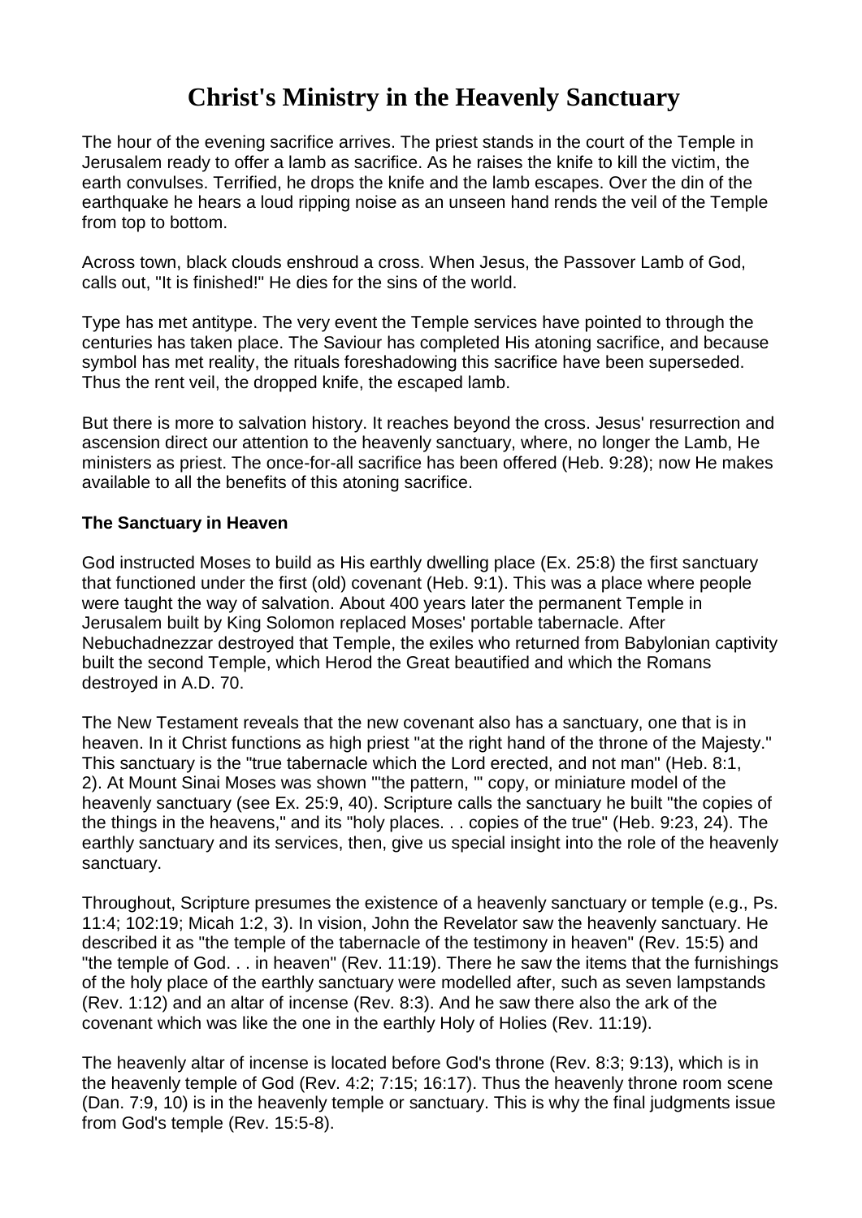# Christ's Ministry in the Heavenly Sanctuary

The hour of the evening sacrifice arrives. The priest stands in the court of the Temple in Jerusalem ready to offer a lamb as sacrifice. As he raises the knife to kill the victim, the earth convulses. Terrified, he drops the knife and the lamb escapes. Over the din of the earthquake he hears a loud ripping noise as an unseen hand rends the veil of the Temple from top to bottom.

Across town, black clouds enshroud a cross. When Jesus, the Passover Lamb of God, calls out, "It is finished!" He dies for the sins of the world.

Type has met antitype. The very event the Temple services have pointed to through the centuries has taken place. The Saviour has completed His atoning sacrifice, and because symbol has met reality, the rituals foreshadowing this sacrifice have been superseded. Thus the rent veil, the dropped knife, the escaped lamb.

But there is more to salvation history. It reaches beyond the cross. Jesus' resurrection and ascension direct our attention to the heavenly sanctuary, where, no longer the Lamb, He ministers as priest. The once-for-all sacrifice has been offered (Heb. 9:28); now He makes available to all the benefits of this atoning sacrifice.

**The Sanctuary in Heaven**

God instructed Moses to build as His earthly dwelling place (Ex. 25:8) the first sanctuary that functioned under the first (old) covenant (Heb. 9:1). This was a place where people were taught the way of salvation. About 400 years later the permanent Temple in Jerusalem built by King Solomon replaced Moses' portable tabernacle. After Nebuchadnezzar destroyed that Temple, the exiles who returned from Babylonian captivity built the second Temple, which Herod the Great beautified and which the Romans destroyed in A.D. 70.

The New Testament reveals that the new covenant also has a sanctuary, one that is in heaven. In it Christ functions as high priest "at the right hand of the throne of the Majesty." This sanctuary is the "true tabernacle which the Lord erected, and not man" (Heb. 8:1, 2). At Mount Sinai Moses was shown "'the pattern, '" copy, or miniature model of the heavenly sanctuary (see Ex. 25:9, 40). Scripture calls the sanctuary he built "the copies of the things in the heavens," and its "holy places. . . copies of the true" (Heb. 9:23, 24). The earthly sanctuary and its services, then, give us special insight into the role of the heavenly sanctuary.

Throughout, Scripture presumes the existence of a heavenly sanctuary or temple (e.g., Ps. 11:4; 102:19; Micah 1:2, 3). In vision, John the Revelator saw the heavenly sanctuary. He described it as "the temple of the tabernacle of the testimony in heaven" (Rev. 15:5) and "the temple of God. . . in heaven" (Rev. 11:19). There he saw the items that the furnishings of the holy place of the earthly sanctuary were modelled after, such as seven lampstands (Rev. 1:12) and an altar of incense (Rev. 8:3). And he saw there also the ark of the covenant which was like the one in the earthly Holy of Holies (Rev. 11:19).

The heavenly altar of incense is located before God's throne (Rev. 8:3; 9:13), which is in the heavenly temple of God (Rev. 4:2; 7:15; 16:17). Thus the heavenly throne room scene (Dan. 7:9, 10) is in the heavenly temple or sanctuary. This is why the final judgments issue from God's temple (Rev. 15:5-8).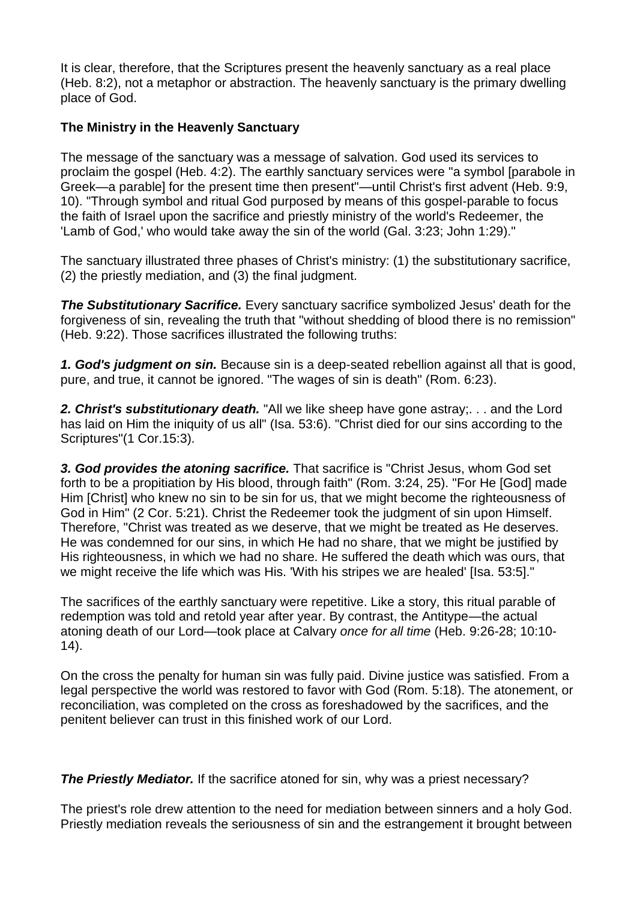It is clear, therefore, that the Scriptures present the heavenly sanctuary as a real place (Heb. 8:2), not a metaphor or abstraction. The heavenly sanctuary is the primary dwelling place of God.

**The Ministry in the Heavenly Sanctuary**

The message of the sanctuary was a message of salvation. God used its services to proclaim the gospel (Heb. 4:2). The earthly sanctuary services were "a symbol [parabole in Greek—a parable] for the present time then present"—until Christ's first advent (Heb. 9:9, 10). "Through symbol and ritual God purposed by means of this gospel-parable to focus the faith of Israel upon the sacrifice and priestly ministry of the world's Redeemer, the 'Lamb of God,' who would take away the sin of the world (Gal. 3:23; John 1:29)."

The sanctuary illustrated three phases of Christ's ministry: (1) the substitutionary sacrifice, (2) the priestly mediation, and (3) the final judgment.

***The Substitutionary Sacrifice.*** Every sanctuary sacrifice symbolized Jesus' death for the forgiveness of sin, revealing the truth that "without shedding of blood there is no remission" (Heb. 9:22). Those sacrifices illustrated the following truths:

***1. God's judgment on sin.*** Because sin is a deep-seated rebellion against all that is good, pure, and true, it cannot be ignored. "The wages of sin is death" (Rom. 6:23).

***2. Christ's substitutionary death.*** "All we like sheep have gone astray;. . . and the Lord has laid on Him the iniquity of us all" (Isa. 53:6). "Christ died for our sins according to the Scriptures"(1 Cor.15:3).

***3. God provides the atoning sacrifice.*** That sacrifice is "Christ Jesus, whom God set forth to be a propitiation by His blood, through faith" (Rom. 3:24, 25). "For He [God] made Him [Christ] who knew no sin to be sin for us, that we might become the righteousness of God in Him" (2 Cor. 5:21). Christ the Redeemer took the judgment of sin upon Himself. Therefore, "Christ was treated as we deserve, that we might be treated as He deserves. He was condemned for our sins, in which He had no share, that we might be justified by His righteousness, in which we had no share. He suffered the death which was ours, that we might receive the life which was His. 'With his stripes we are healed' [Isa. 53:5]."

The sacrifices of the earthly sanctuary were repetitive. Like a story, this ritual parable of redemption was told and retold year after year. By contrast, the Antitype—the actual atoning death of our Lord—took place at Calvary *once for all time* (Heb. 9:26-28; 10:10-14).

On the cross the penalty for human sin was fully paid. Divine justice was satisfied. From a legal perspective the world was restored to favor with God (Rom. 5:18). The atonement, or reconciliation, was completed on the cross as foreshadowed by the sacrifices, and the penitent believer can trust in this finished work of our Lord.

***The Priestly Mediator.*** If the sacrifice atoned for sin, why was a priest necessary?

The priest's role drew attention to the need for mediation between sinners and a holy God. Priestly mediation reveals the seriousness of sin and the estrangement it brought between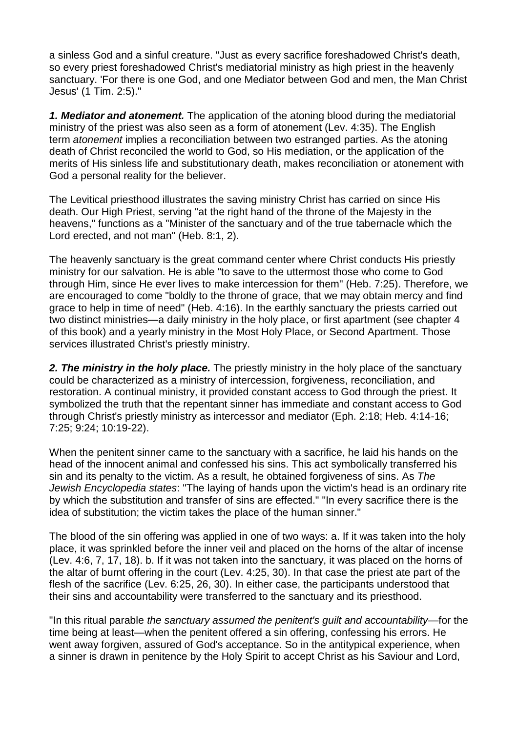a sinless God and a sinful creature. "Just as every sacrifice foreshadowed Christ's death, so every priest foreshadowed Christ's mediatorial ministry as high priest in the heavenly sanctuary. 'For there is one God, and one Mediator between God and men, the Man Christ Jesus' (1 Tim. 2:5)."

***1. Mediator and atonement.*** The application of the atoning blood during the mediatorial ministry of the priest was also seen as a form of atonement (Lev. 4:35). The English term *atonement* implies a reconciliation between two estranged parties. As the atoning death of Christ reconciled the world to God, so His mediation, or the application of the merits of His sinless life and substitutionary death, makes reconciliation or atonement with God a personal reality for the believer.

The Levitical priesthood illustrates the saving ministry Christ has carried on since His death. Our High Priest, serving "at the right hand of the throne of the Majesty in the heavens," functions as a "Minister of the sanctuary and of the true tabernacle which the Lord erected, and not man" (Heb. 8:1, 2).

The heavenly sanctuary is the great command center where Christ conducts His priestly ministry for our salvation. He is able "to save to the uttermost those who come to God through Him, since He ever lives to make intercession for them" (Heb. 7:25). Therefore, we are encouraged to come "boldly to the throne of grace, that we may obtain mercy and find grace to help in time of need" (Heb. 4:16). In the earthly sanctuary the priests carried out two distinct ministries—a daily ministry in the holy place, or first apartment (see chapter 4 of this book) and a yearly ministry in the Most Holy Place, or Second Apartment. Those services illustrated Christ's priestly ministry.

***2. The ministry in the holy place.*** The priestly ministry in the holy place of the sanctuary could be characterized as a ministry of intercession, forgiveness, reconciliation, and restoration. A continual ministry, it provided constant access to God through the priest. It symbolized the truth that the repentant sinner has immediate and constant access to God through Christ's priestly ministry as intercessor and mediator (Eph. 2:18; Heb. 4:14-16; 7:25; 9:24; 10:19-22).

When the penitent sinner came to the sanctuary with a sacrifice, he laid his hands on the head of the innocent animal and confessed his sins. This act symbolically transferred his sin and its penalty to the victim. As a result, he obtained forgiveness of sins. As *The Jewish Encyclopedia states*: "The laying of hands upon the victim's head is an ordinary rite by which the substitution and transfer of sins are effected." "In every sacrifice there is the idea of substitution; the victim takes the place of the human sinner."

The blood of the sin offering was applied in one of two ways: a. If it was taken into the holy place, it was sprinkled before the inner veil and placed on the horns of the altar of incense (Lev. 4:6, 7, 17, 18). b. If it was not taken into the sanctuary, it was placed on the horns of the altar of burnt offering in the court (Lev. 4:25, 30). In that case the priest ate part of the flesh of the sacrifice (Lev. 6:25, 26, 30). In either case, the participants understood that their sins and accountability were transferred to the sanctuary and its priesthood.

"In this ritual parable *the sanctuary assumed the penitent's guilt and accountability*—for the time being at least—when the penitent offered a sin offering, confessing his errors. He went away forgiven, assured of God's acceptance. So in the antitypical experience, when a sinner is drawn in penitence by the Holy Spirit to accept Christ as his Saviour and Lord,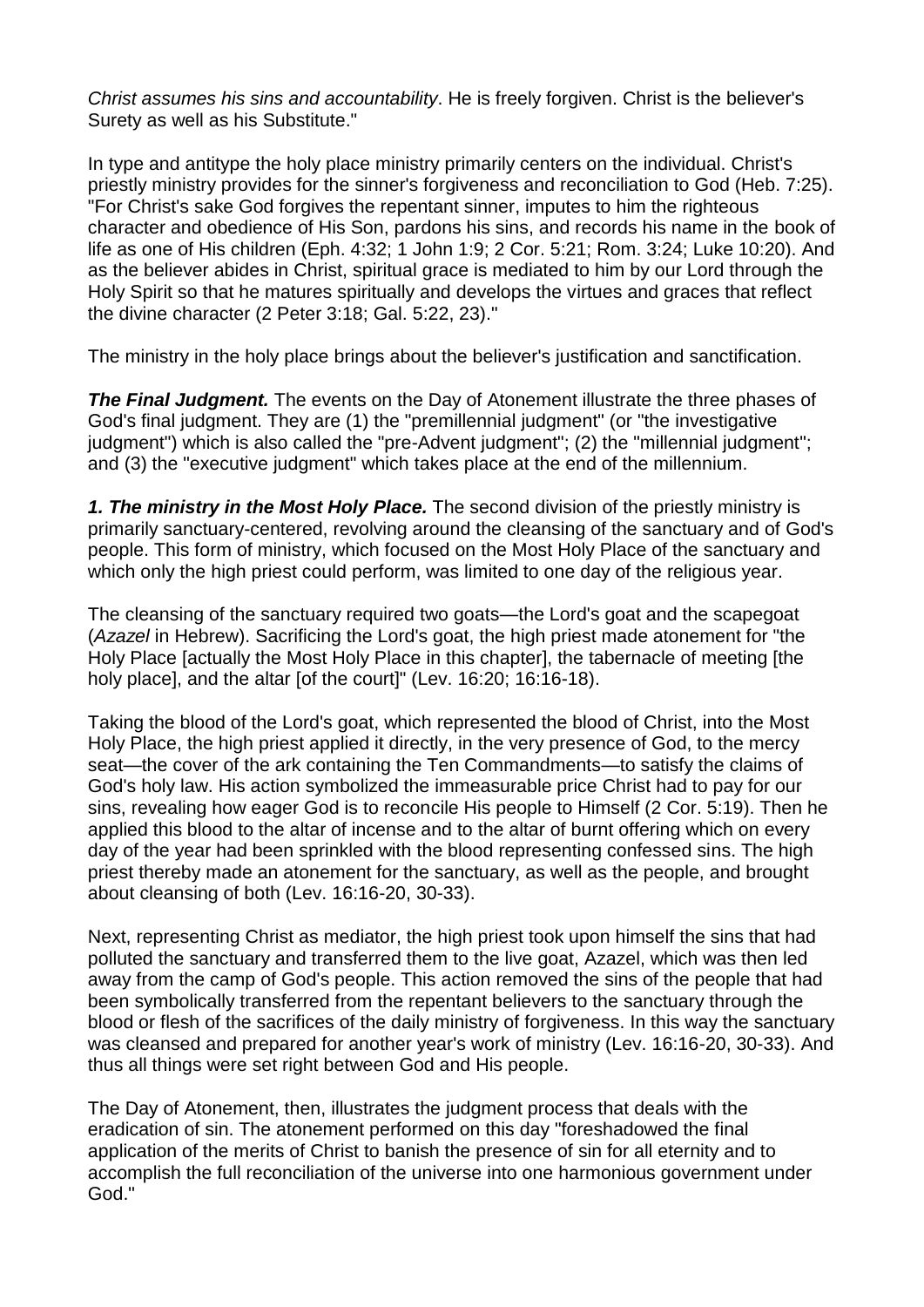*Christ assumes his sins and accountability*. He is freely forgiven. Christ is the believer's Surety as well as his Substitute."

In type and antitype the holy place ministry primarily centers on the individual. Christ's priestly ministry provides for the sinner's forgiveness and reconciliation to God (Heb. 7:25). "For Christ's sake God forgives the repentant sinner, imputes to him the righteous character and obedience of His Son, pardons his sins, and records his name in the book of life as one of His children (Eph. 4:32; 1 John 1:9; 2 Cor. 5:21; Rom. 3:24; Luke 10:20). And as the believer abides in Christ, spiritual grace is mediated to him by our Lord through the Holy Spirit so that he matures spiritually and develops the virtues and graces that reflect the divine character (2 Peter 3:18; Gal. 5:22, 23)."

The ministry in the holy place brings about the believer's justification and sanctification.

***The Final Judgment.*** The events on the Day of Atonement illustrate the three phases of God's final judgment. They are (1) the "premillennial judgment" (or "the investigative judgment") which is also called the "pre-Advent judgment"; (2) the "millennial judgment"; and (3) the "executive judgment" which takes place at the end of the millennium.

***1. The ministry in the Most Holy Place.*** The second division of the priestly ministry is primarily sanctuary-centered, revolving around the cleansing of the sanctuary and of God's people. This form of ministry, which focused on the Most Holy Place of the sanctuary and which only the high priest could perform, was limited to one day of the religious year.

The cleansing of the sanctuary required two goats—the Lord's goat and the scapegoat (*Azazel* in Hebrew). Sacrificing the Lord's goat, the high priest made atonement for "the Holy Place [actually the Most Holy Place in this chapter], the tabernacle of meeting [the holy place], and the altar [of the court]" (Lev. 16:20; 16:16-18).

Taking the blood of the Lord's goat, which represented the blood of Christ, into the Most Holy Place, the high priest applied it directly, in the very presence of God, to the mercy seat—the cover of the ark containing the Ten Commandments—to satisfy the claims of God's holy law. His action symbolized the immeasurable price Christ had to pay for our sins, revealing how eager God is to reconcile His people to Himself (2 Cor. 5:19). Then he applied this blood to the altar of incense and to the altar of burnt offering which on every day of the year had been sprinkled with the blood representing confessed sins. The high priest thereby made an atonement for the sanctuary, as well as the people, and brought about cleansing of both (Lev. 16:16-20, 30-33).

Next, representing Christ as mediator, the high priest took upon himself the sins that had polluted the sanctuary and transferred them to the live goat, Azazel, which was then led away from the camp of God's people. This action removed the sins of the people that had been symbolically transferred from the repentant believers to the sanctuary through the blood or flesh of the sacrifices of the daily ministry of forgiveness. In this way the sanctuary was cleansed and prepared for another year's work of ministry (Lev. 16:16-20, 30-33). And thus all things were set right between God and His people.

The Day of Atonement, then, illustrates the judgment process that deals with the eradication of sin. The atonement performed on this day "foreshadowed the final application of the merits of Christ to banish the presence of sin for all eternity and to accomplish the full reconciliation of the universe into one harmonious government under God."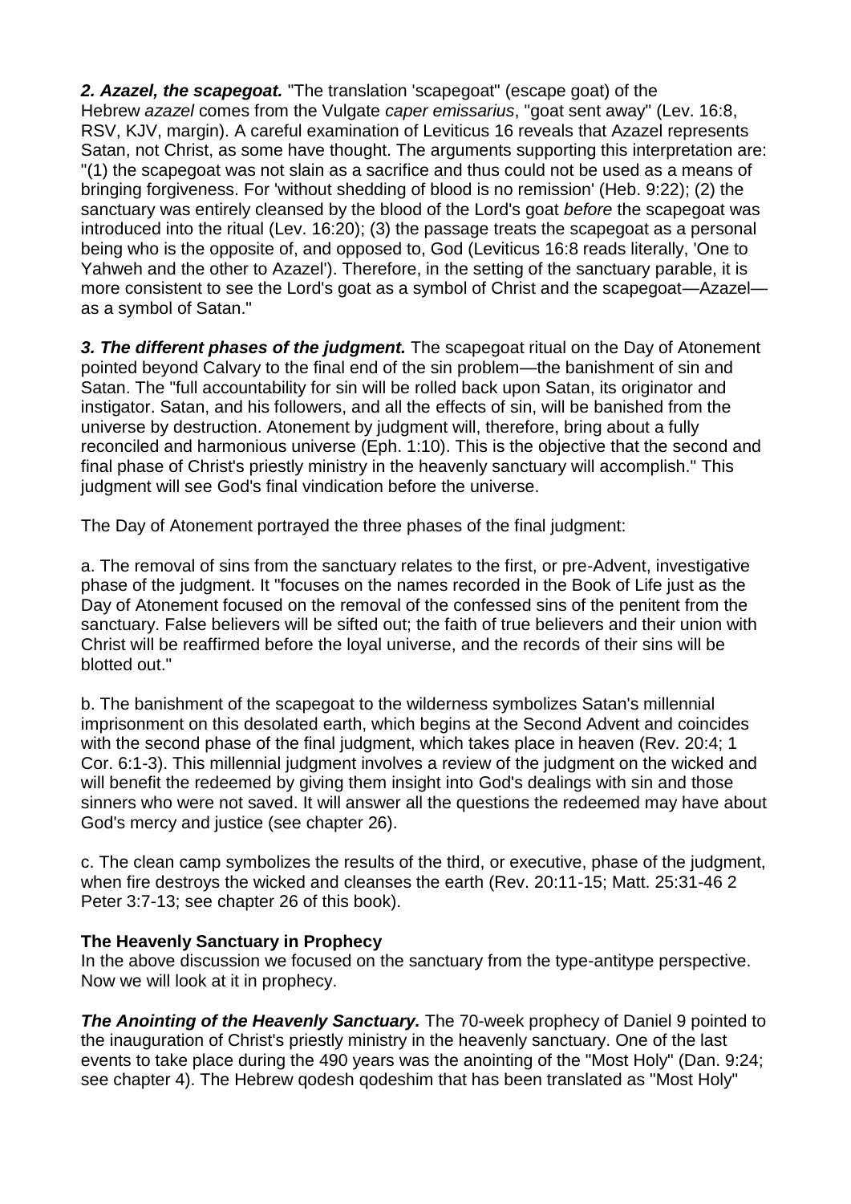***2. Azazel, the scapegoat.*** "The translation 'scapegoat" (escape goat) of the Hebrew *azazel* comes from the Vulgate *caper emissarius*, "goat sent away" (Lev. 16:8, RSV, KJV, margin). A careful examination of Leviticus 16 reveals that Azazel represents Satan, not Christ, as some have thought. The arguments supporting this interpretation are: "(1) the scapegoat was not slain as a sacrifice and thus could not be used as a means of bringing forgiveness. For 'without shedding of blood is no remission' (Heb. 9:22); (2) the sanctuary was entirely cleansed by the blood of the Lord's goat *before* the scapegoat was introduced into the ritual (Lev. 16:20); (3) the passage treats the scapegoat as a personal being who is the opposite of, and opposed to, God (Leviticus 16:8 reads literally, 'One to Yahweh and the other to Azazel'). Therefore, in the setting of the sanctuary parable, it is more consistent to see the Lord's goat as a symbol of Christ and the scapegoat—Azazel—as a symbol of Satan."

***3. The different phases of the judgment.*** The scapegoat ritual on the Day of Atonement pointed beyond Calvary to the final end of the sin problem—the banishment of sin and Satan. The "full accountability for sin will be rolled back upon Satan, its originator and instigator. Satan, and his followers, and all the effects of sin, will be banished from the universe by destruction. Atonement by judgment will, therefore, bring about a fully reconciled and harmonious universe (Eph. 1:10). This is the objective that the second and final phase of Christ's priestly ministry in the heavenly sanctuary will accomplish." This judgment will see God's final vindication before the universe.

The Day of Atonement portrayed the three phases of the final judgment:

a. The removal of sins from the sanctuary relates to the first, or pre-Advent, investigative phase of the judgment. It "focuses on the names recorded in the Book of Life just as the Day of Atonement focused on the removal of the confessed sins of the penitent from the sanctuary. False believers will be sifted out; the faith of true believers and their union with Christ will be reaffirmed before the loyal universe, and the records of their sins will be blotted out."

b. The banishment of the scapegoat to the wilderness symbolizes Satan's millennial imprisonment on this desolated earth, which begins at the Second Advent and coincides with the second phase of the final judgment, which takes place in heaven (Rev. 20:4; 1 Cor. 6:1-3). This millennial judgment involves a review of the judgment on the wicked and will benefit the redeemed by giving them insight into God's dealings with sin and those sinners who were not saved. It will answer all the questions the redeemed may have about God's mercy and justice (see chapter 26).

c. The clean camp symbolizes the results of the third, or executive, phase of the judgment, when fire destroys the wicked and cleanses the earth (Rev. 20:11-15; Matt. 25:31-46 2 Peter 3:7-13; see chapter 26 of this book).

**The Heavenly Sanctuary in Prophecy**

In the above discussion we focused on the sanctuary from the type-antitype perspective. Now we will look at it in prophecy.

***The Anointing of the Heavenly Sanctuary.*** The 70-week prophecy of Daniel 9 pointed to the inauguration of Christ's priestly ministry in the heavenly sanctuary. One of the last events to take place during the 490 years was the anointing of the "Most Holy" (Dan. 9:24; see chapter 4). The Hebrew qodesh qodeshim that has been translated as "Most Holy"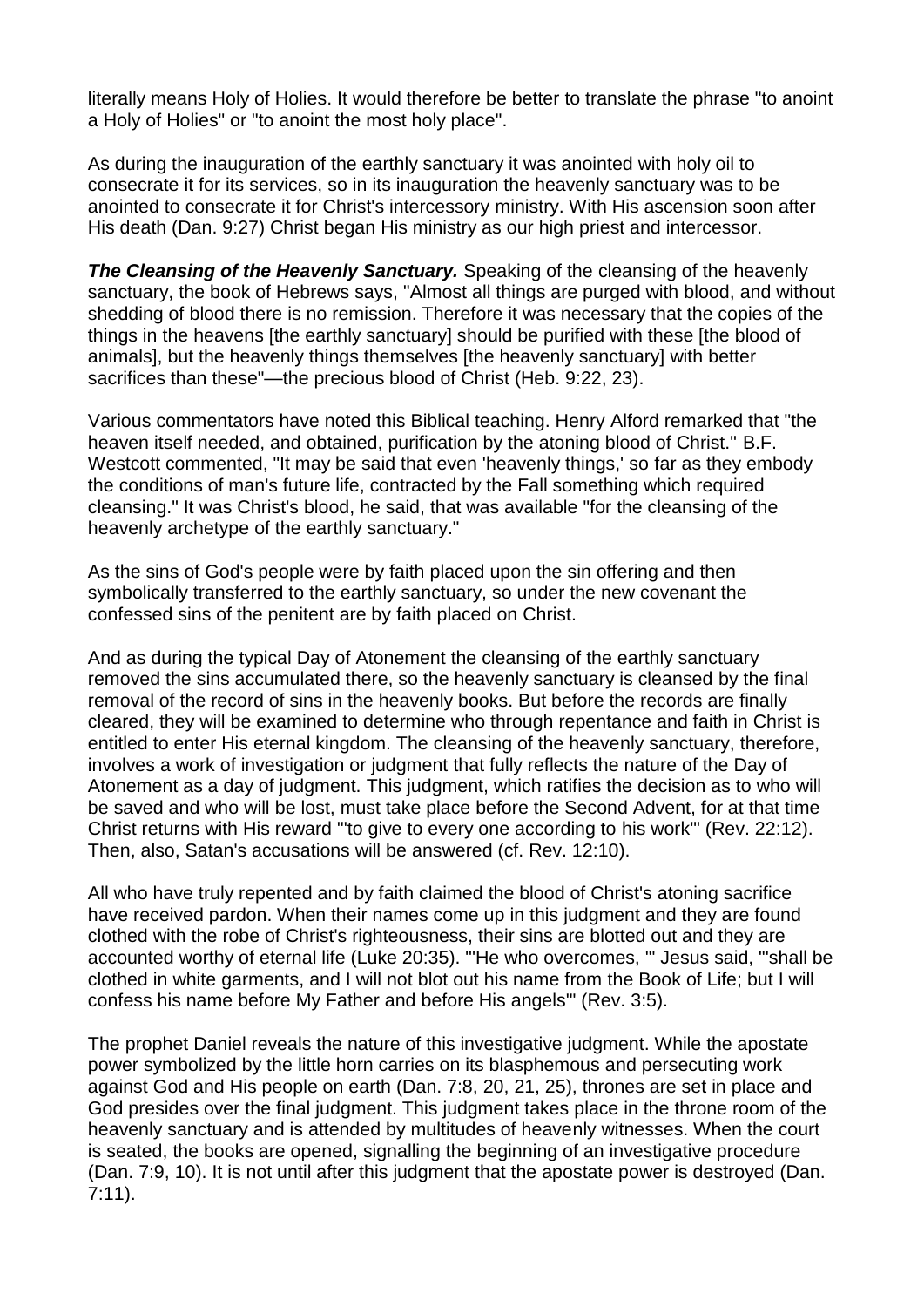literally means Holy of Holies. It would therefore be better to translate the phrase "to anoint a Holy of Holies" or "to anoint the most holy place".

As during the inauguration of the earthly sanctuary it was anointed with holy oil to consecrate it for its services, so in its inauguration the heavenly sanctuary was to be anointed to consecrate it for Christ's intercessory ministry. With His ascension soon after His death (Dan. 9:27) Christ began His ministry as our high priest and intercessor.

***The Cleansing of the Heavenly Sanctuary.*** Speaking of the cleansing of the heavenly sanctuary, the book of Hebrews says, "Almost all things are purged with blood, and without shedding of blood there is no remission. Therefore it was necessary that the copies of the things in the heavens [the earthly sanctuary] should be purified with these [the blood of animals], but the heavenly things themselves [the heavenly sanctuary] with better sacrifices than these"—the precious blood of Christ (Heb. 9:22, 23).

Various commentators have noted this Biblical teaching. Henry Alford remarked that "the heaven itself needed, and obtained, purification by the atoning blood of Christ." B.F. Westcott commented, "It may be said that even 'heavenly things,' so far as they embody the conditions of man's future life, contracted by the Fall something which required cleansing." It was Christ's blood, he said, that was available "for the cleansing of the heavenly archetype of the earthly sanctuary."

As the sins of God's people were by faith placed upon the sin offering and then symbolically transferred to the earthly sanctuary, so under the new covenant the confessed sins of the penitent are by faith placed on Christ.

And as during the typical Day of Atonement the cleansing of the earthly sanctuary removed the sins accumulated there, so the heavenly sanctuary is cleansed by the final removal of the record of sins in the heavenly books. But before the records are finally cleared, they will be examined to determine who through repentance and faith in Christ is entitled to enter His eternal kingdom. The cleansing of the heavenly sanctuary, therefore, involves a work of investigation or judgment that fully reflects the nature of the Day of Atonement as a day of judgment. This judgment, which ratifies the decision as to who will be saved and who will be lost, must take place before the Second Advent, for at that time Christ returns with His reward '"to give to every one according to his work"' (Rev. 22:12). Then, also, Satan's accusations will be answered (cf. Rev. 12:10).

All who have truly repented and by faith claimed the blood of Christ's atoning sacrifice have received pardon. When their names come up in this judgment and they are found clothed with the robe of Christ's righteousness, their sins are blotted out and they are accounted worthy of eternal life (Luke 20:35). '"He who overcomes, "' Jesus said, '"shall be clothed in white garments, and I will not blot out his name from the Book of Life; but I will confess his name before My Father and before His angels"' (Rev. 3:5).

The prophet Daniel reveals the nature of this investigative judgment. While the apostate power symbolized by the little horn carries on its blasphemous and persecuting work against God and His people on earth (Dan. 7:8, 20, 21, 25), thrones are set in place and God presides over the final judgment. This judgment takes place in the throne room of the heavenly sanctuary and is attended by multitudes of heavenly witnesses. When the court is seated, the books are opened, signalling the beginning of an investigative procedure (Dan. 7:9, 10). It is not until after this judgment that the apostate power is destroyed (Dan. 7:11).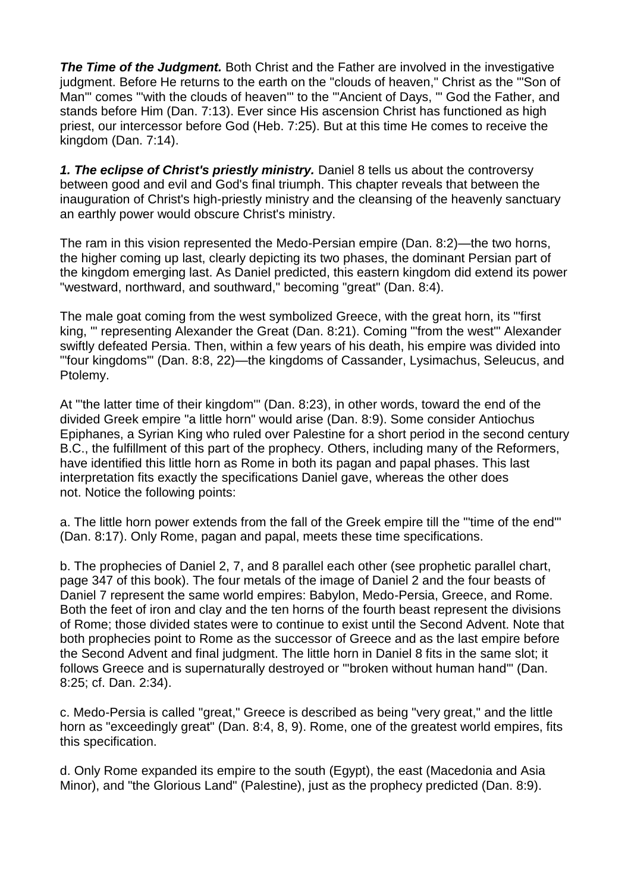***The Time of the Judgment.*** Both Christ and the Father are involved in the investigative judgment. Before He returns to the earth on the "clouds of heaven," Christ as the "'Son of Man'" comes "'with the clouds of heaven'" to the "'Ancient of Days, '" God the Father, and stands before Him (Dan. 7:13). Ever since His ascension Christ has functioned as high priest, our intercessor before God (Heb. 7:25). But at this time He comes to receive the kingdom (Dan. 7:14).

***1. The eclipse of Christ's priestly ministry.*** Daniel 8 tells us about the controversy between good and evil and God's final triumph. This chapter reveals that between the inauguration of Christ's high-priestly ministry and the cleansing of the heavenly sanctuary an earthly power would obscure Christ's ministry.

The ram in this vision represented the Medo-Persian empire (Dan. 8:2)—the two horns, the higher coming up last, clearly depicting its two phases, the dominant Persian part of the kingdom emerging last. As Daniel predicted, this eastern kingdom did extend its power "westward, northward, and southward," becoming "great" (Dan. 8:4).

The male goat coming from the west symbolized Greece, with the great horn, its "'first king, '" representing Alexander the Great (Dan. 8:21). Coming "'from the west'" Alexander swiftly defeated Persia. Then, within a few years of his death, his empire was divided into "'four kingdoms'" (Dan. 8:8, 22)—the kingdoms of Cassander, Lysimachus, Seleucus, and Ptolemy.

At "'the latter time of their kingdom'" (Dan. 8:23), in other words, toward the end of the divided Greek empire "a little horn" would arise (Dan. 8:9). Some consider Antiochus Epiphanes, a Syrian King who ruled over Palestine for a short period in the second century B.C., the fulfillment of this part of the prophecy. Others, including many of the Reformers, have identified this little horn as Rome in both its pagan and papal phases. This last interpretation fits exactly the specifications Daniel gave, whereas the other does not. Notice the following points:

a. The little horn power extends from the fall of the Greek empire till the "'time of the end'" (Dan. 8:17). Only Rome, pagan and papal, meets these time specifications.

b. The prophecies of Daniel 2, 7, and 8 parallel each other (see prophetic parallel chart, page 347 of this book). The four metals of the image of Daniel 2 and the four beasts of Daniel 7 represent the same world empires: Babylon, Medo-Persia, Greece, and Rome. Both the feet of iron and clay and the ten horns of the fourth beast represent the divisions of Rome; those divided states were to continue to exist until the Second Advent. Note that both prophecies point to Rome as the successor of Greece and as the last empire before the Second Advent and final judgment. The little horn in Daniel 8 fits in the same slot; it follows Greece and is supernaturally destroyed or "'broken without human hand'" (Dan. 8:25; cf. Dan. 2:34).

c. Medo-Persia is called "great," Greece is described as being "very great," and the little horn as "exceedingly great" (Dan. 8:4, 8, 9). Rome, one of the greatest world empires, fits this specification.

d. Only Rome expanded its empire to the south (Egypt), the east (Macedonia and Asia Minor), and "the Glorious Land" (Palestine), just as the prophecy predicted (Dan. 8:9).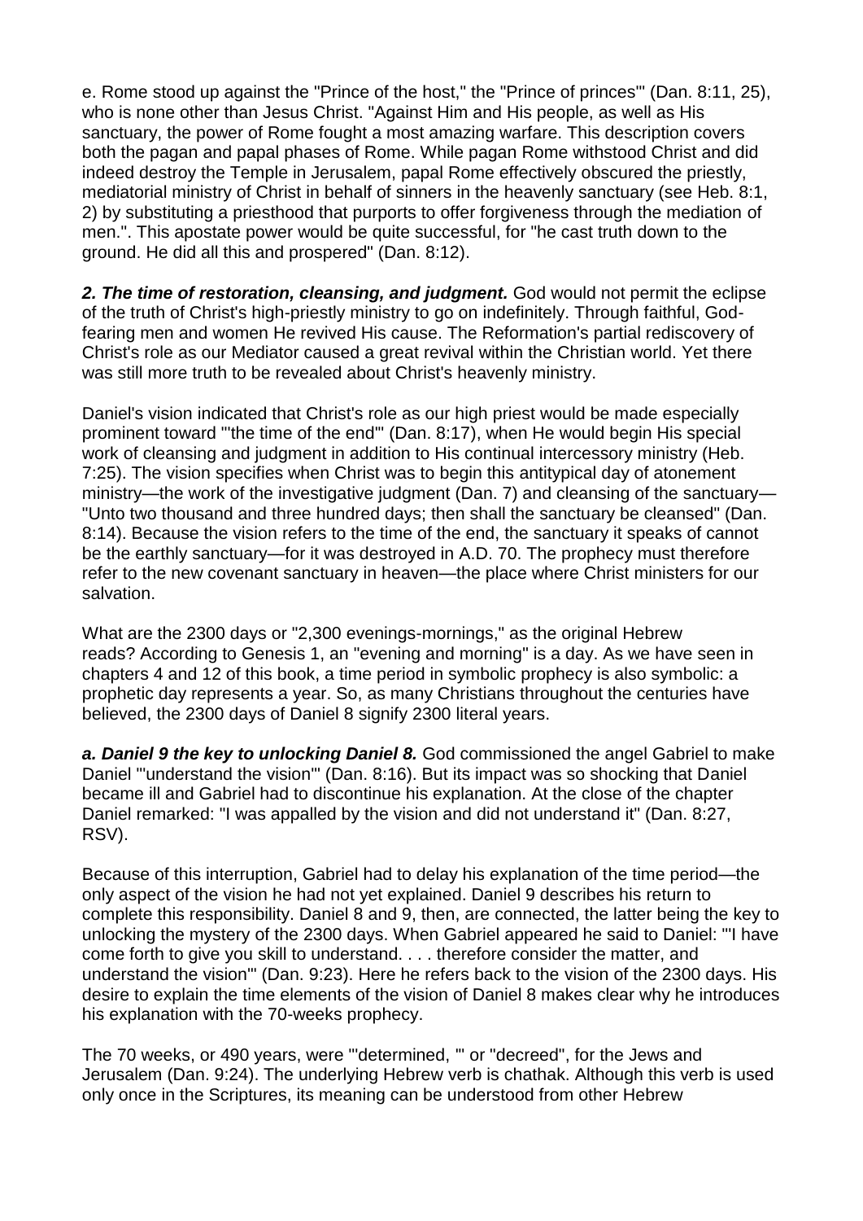e. Rome stood up against the "Prince of the host," the "Prince of princes"' (Dan. 8:11, 25), who is none other than Jesus Christ. "Against Him and His people, as well as His sanctuary, the power of Rome fought a most amazing warfare. This description covers both the pagan and papal phases of Rome. While pagan Rome withstood Christ and did indeed destroy the Temple in Jerusalem, papal Rome effectively obscured the priestly, mediatorial ministry of Christ in behalf of sinners in the heavenly sanctuary (see Heb. 8:1, 2) by substituting a priesthood that purports to offer forgiveness through the mediation of men.". This apostate power would be quite successful, for "he cast truth down to the ground. He did all this and prospered" (Dan. 8:12).

***2. The time of restoration, cleansing, and judgment.*** God would not permit the eclipse of the truth of Christ's high-priestly ministry to go on indefinitely. Through faithful, God-fearing men and women He revived His cause. The Reformation's partial rediscovery of Christ's role as our Mediator caused a great revival within the Christian world. Yet there was still more truth to be revealed about Christ's heavenly ministry.

Daniel's vision indicated that Christ's role as our high priest would be made especially prominent toward "'the time of the end"' (Dan. 8:17), when He would begin His special work of cleansing and judgment in addition to His continual intercessory ministry (Heb. 7:25). The vision specifies when Christ was to begin this antitypical day of atonement ministry—the work of the investigative judgment (Dan. 7) and cleansing of the sanctuary—"Unto two thousand and three hundred days; then shall the sanctuary be cleansed" (Dan. 8:14). Because the vision refers to the time of the end, the sanctuary it speaks of cannot be the earthly sanctuary—for it was destroyed in A.D. 70. The prophecy must therefore refer to the new covenant sanctuary in heaven—the place where Christ ministers for our salvation.

What are the 2300 days or "2,300 evenings-mornings," as the original Hebrew reads? According to Genesis 1, an "evening and morning" is a day. As we have seen in chapters 4 and 12 of this book, a time period in symbolic prophecy is also symbolic: a prophetic day represents a year. So, as many Christians throughout the centuries have believed, the 2300 days of Daniel 8 signify 2300 literal years.

***a. Daniel 9 the key to unlocking Daniel 8.*** God commissioned the angel Gabriel to make Daniel "'understand the vision"' (Dan. 8:16). But its impact was so shocking that Daniel became ill and Gabriel had to discontinue his explanation. At the close of the chapter Daniel remarked: "I was appalled by the vision and did not understand it" (Dan. 8:27, RSV).

Because of this interruption, Gabriel had to delay his explanation of the time period—the only aspect of the vision he had not yet explained. Daniel 9 describes his return to complete this responsibility. Daniel 8 and 9, then, are connected, the latter being the key to unlocking the mystery of the 2300 days. When Gabriel appeared he said to Daniel: "'I have come forth to give you skill to understand. . . . therefore consider the matter, and understand the vision"' (Dan. 9:23). Here he refers back to the vision of the 2300 days. His desire to explain the time elements of the vision of Daniel 8 makes clear why he introduces his explanation with the 70-weeks prophecy.

The 70 weeks, or 490 years, were "'determined, "' or "decreed", for the Jews and Jerusalem (Dan. 9:24). The underlying Hebrew verb is chathak. Although this verb is used only once in the Scriptures, its meaning can be understood from other Hebrew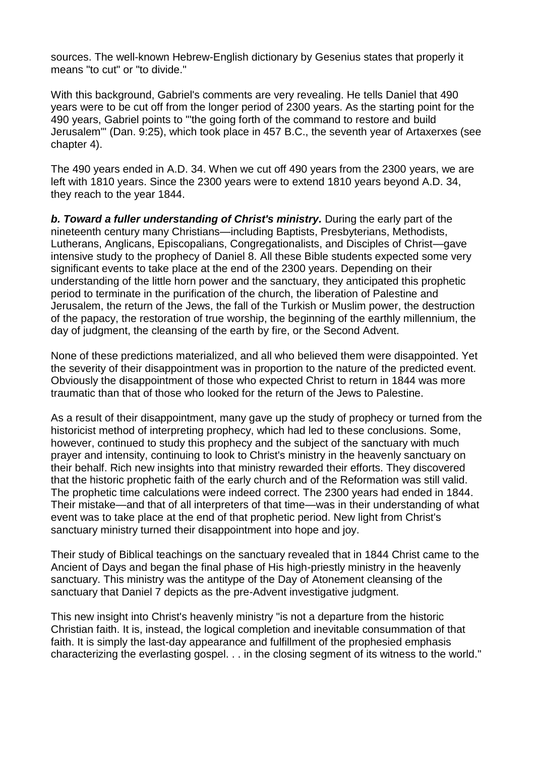sources. The well-known Hebrew-English dictionary by Gesenius states that properly it means "to cut" or "to divide."

With this background, Gabriel's comments are very revealing. He tells Daniel that 490 years were to be cut off from the longer period of 2300 years. As the starting point for the 490 years, Gabriel points to "'the going forth of the command to restore and build Jerusalem'" (Dan. 9:25), which took place in 457 B.C., the seventh year of Artaxerxes (see chapter 4).

The 490 years ended in A.D. 34. When we cut off 490 years from the 2300 years, we are left with 1810 years. Since the 2300 years were to extend 1810 years beyond A.D. 34, they reach to the year 1844.

***b. Toward a fuller understanding of Christ's ministry.*** During the early part of the nineteenth century many Christians—including Baptists, Presbyterians, Methodists, Lutherans, Anglicans, Episcopalians, Congregationalists, and Disciples of Christ—gave intensive study to the prophecy of Daniel 8. All these Bible students expected some very significant events to take place at the end of the 2300 years. Depending on their understanding of the little horn power and the sanctuary, they anticipated this prophetic period to terminate in the purification of the church, the liberation of Palestine and Jerusalem, the return of the Jews, the fall of the Turkish or Muslim power, the destruction of the papacy, the restoration of true worship, the beginning of the earthly millennium, the day of judgment, the cleansing of the earth by fire, or the Second Advent.

None of these predictions materialized, and all who believed them were disappointed. Yet the severity of their disappointment was in proportion to the nature of the predicted event. Obviously the disappointment of those who expected Christ to return in 1844 was more traumatic than that of those who looked for the return of the Jews to Palestine.

As a result of their disappointment, many gave up the study of prophecy or turned from the historicist method of interpreting prophecy, which had led to these conclusions. Some, however, continued to study this prophecy and the subject of the sanctuary with much prayer and intensity, continuing to look to Christ's ministry in the heavenly sanctuary on their behalf. Rich new insights into that ministry rewarded their efforts. They discovered that the historic prophetic faith of the early church and of the Reformation was still valid. The prophetic time calculations were indeed correct. The 2300 years had ended in 1844. Their mistake—and that of all interpreters of that time—was in their understanding of what event was to take place at the end of that prophetic period. New light from Christ's sanctuary ministry turned their disappointment into hope and joy.

Their study of Biblical teachings on the sanctuary revealed that in 1844 Christ came to the Ancient of Days and began the final phase of His high-priestly ministry in the heavenly sanctuary. This ministry was the antitype of the Day of Atonement cleansing of the sanctuary that Daniel 7 depicts as the pre-Advent investigative judgment.

This new insight into Christ's heavenly ministry "is not a departure from the historic Christian faith. It is, instead, the logical completion and inevitable consummation of that faith. It is simply the last-day appearance and fulfillment of the prophesied emphasis characterizing the everlasting gospel. . . in the closing segment of its witness to the world."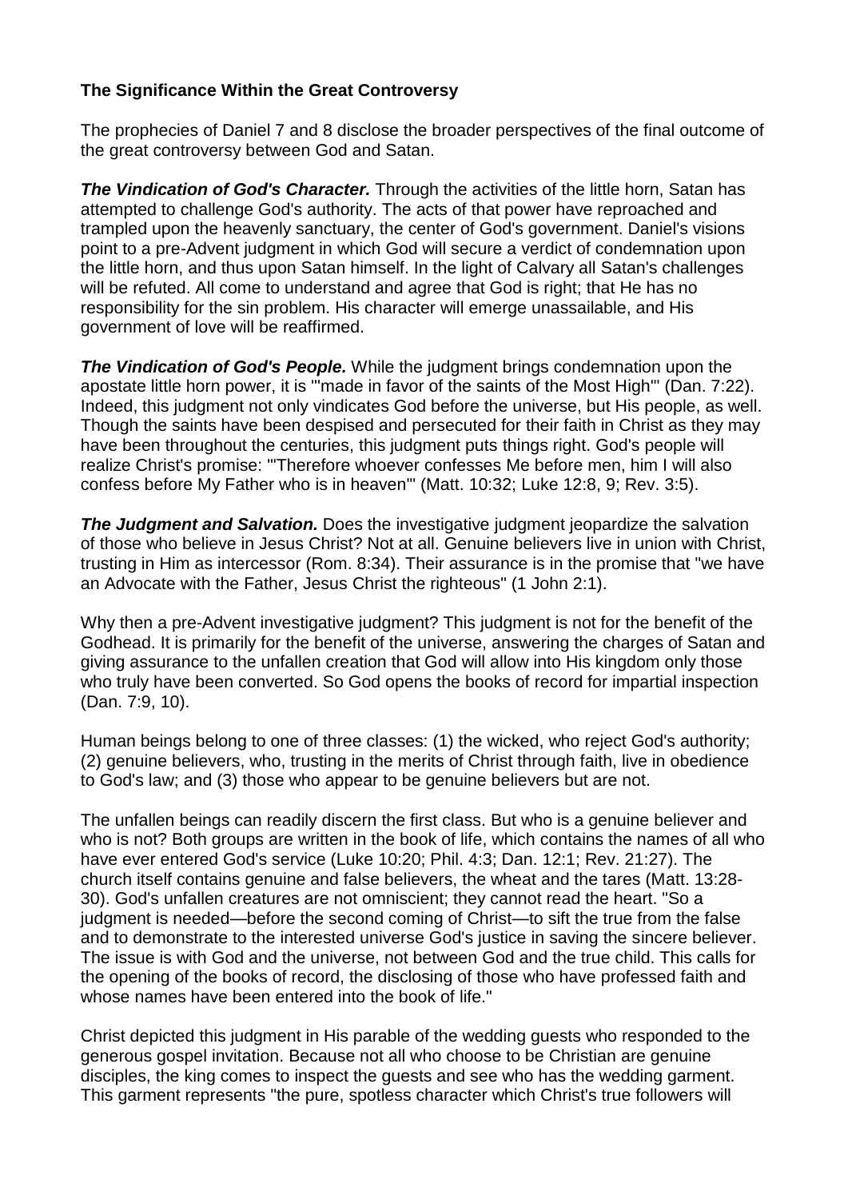**The Significance Within the Great Controversy**

The prophecies of Daniel 7 and 8 disclose the broader perspectives of the final outcome of the great controversy between God and Satan.

***The Vindication of God's Character.*** Through the activities of the little horn, Satan has attempted to challenge God's authority. The acts of that power have reproached and trampled upon the heavenly sanctuary, the center of God's government. Daniel's visions point to a pre-Advent judgment in which God will secure a verdict of condemnation upon the little horn, and thus upon Satan himself. In the light of Calvary all Satan's challenges will be refuted. All come to understand and agree that God is right; that He has no responsibility for the sin problem. His character will emerge unassailable, and His government of love will be reaffirmed.

***The Vindication of God's People.*** While the judgment brings condemnation upon the apostate little horn power, it is "'made in favor of the saints of the Most High'" (Dan. 7:22). Indeed, this judgment not only vindicates God before the universe, but His people, as well. Though the saints have been despised and persecuted for their faith in Christ as they may have been throughout the centuries, this judgment puts things right. God's people will realize Christ's promise: "'Therefore whoever confesses Me before men, him I will also confess before My Father who is in heaven'" (Matt. 10:32; Luke 12:8, 9; Rev. 3:5).

***The Judgment and Salvation.*** Does the investigative judgment jeopardize the salvation of those who believe in Jesus Christ? Not at all. Genuine believers live in union with Christ, trusting in Him as intercessor (Rom. 8:34). Their assurance is in the promise that "we have an Advocate with the Father, Jesus Christ the righteous" (1 John 2:1).

Why then a pre-Advent investigative judgment? This judgment is not for the benefit of the Godhead. It is primarily for the benefit of the universe, answering the charges of Satan and giving assurance to the unfallen creation that God will allow into His kingdom only those who truly have been converted. So God opens the books of record for impartial inspection (Dan. 7:9, 10).

Human beings belong to one of three classes: (1) the wicked, who reject God's authority; (2) genuine believers, who, trusting in the merits of Christ through faith, live in obedience to God's law; and (3) those who appear to be genuine believers but are not.

The unfallen beings can readily discern the first class. But who is a genuine believer and who is not? Both groups are written in the book of life, which contains the names of all who have ever entered God's service (Luke 10:20; Phil. 4:3; Dan. 12:1; Rev. 21:27). The church itself contains genuine and false believers, the wheat and the tares (Matt. 13:28-30). God's unfallen creatures are not omniscient; they cannot read the heart. "So a judgment is needed—before the second coming of Christ—to sift the true from the false and to demonstrate to the interested universe God's justice in saving the sincere believer. The issue is with God and the universe, not between God and the true child. This calls for the opening of the books of record, the disclosing of those who have professed faith and whose names have been entered into the book of life."

Christ depicted this judgment in His parable of the wedding guests who responded to the generous gospel invitation. Because not all who choose to be Christian are genuine disciples, the king comes to inspect the guests and see who has the wedding garment. This garment represents "the pure, spotless character which Christ's true followers will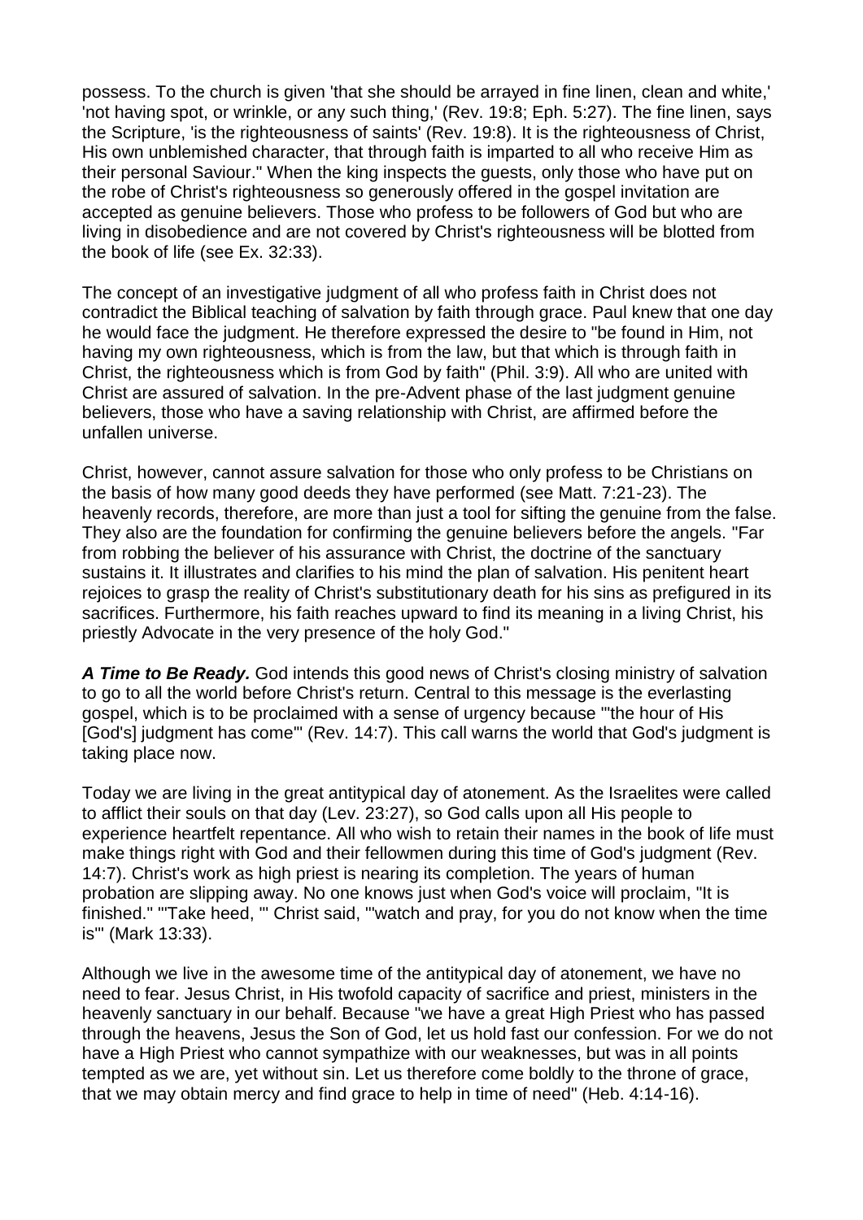possess. To the church is given 'that she should be arrayed in fine linen, clean and white,' 'not having spot, or wrinkle, or any such thing,' (Rev. 19:8; Eph. 5:27). The fine linen, says the Scripture, 'is the righteousness of saints' (Rev. 19:8). It is the righteousness of Christ, His own unblemished character, that through faith is imparted to all who receive Him as their personal Saviour." When the king inspects the guests, only those who have put on the robe of Christ's righteousness so generously offered in the gospel invitation are accepted as genuine believers. Those who profess to be followers of God but who are living in disobedience and are not covered by Christ's righteousness will be blotted from the book of life (see Ex. 32:33).

The concept of an investigative judgment of all who profess faith in Christ does not contradict the Biblical teaching of salvation by faith through grace. Paul knew that one day he would face the judgment. He therefore expressed the desire to "be found in Him, not having my own righteousness, which is from the law, but that which is through faith in Christ, the righteousness which is from God by faith" (Phil. 3:9). All who are united with Christ are assured of salvation. In the pre-Advent phase of the last judgment genuine believers, those who have a saving relationship with Christ, are affirmed before the unfallen universe.

Christ, however, cannot assure salvation for those who only profess to be Christians on the basis of how many good deeds they have performed (see Matt. 7:21-23). The heavenly records, therefore, are more than just a tool for sifting the genuine from the false. They also are the foundation for confirming the genuine believers before the angels. "Far from robbing the believer of his assurance with Christ, the doctrine of the sanctuary sustains it. It illustrates and clarifies to his mind the plan of salvation. His penitent heart rejoices to grasp the reality of Christ's substitutionary death for his sins as prefigured in its sacrifices. Furthermore, his faith reaches upward to find its meaning in a living Christ, his priestly Advocate in the very presence of the holy God."

***A Time to Be Ready.*** God intends this good news of Christ's closing ministry of salvation to go to all the world before Christ's return. Central to this message is the everlasting gospel, which is to be proclaimed with a sense of urgency because "'the hour of His [God's] judgment has come'" (Rev. 14:7). This call warns the world that God's judgment is taking place now.

Today we are living in the great antitypical day of atonement. As the Israelites were called to afflict their souls on that day (Lev. 23:27), so God calls upon all His people to experience heartfelt repentance. All who wish to retain their names in the book of life must make things right with God and their fellowmen during this time of God's judgment (Rev. 14:7). Christ's work as high priest is nearing its completion. The years of human probation are slipping away. No one knows just when God's voice will proclaim, "It is finished." "'Take heed, '" Christ said, "'watch and pray, for you do not know when the time is'" (Mark 13:33).

Although we live in the awesome time of the antitypical day of atonement, we have no need to fear. Jesus Christ, in His twofold capacity of sacrifice and priest, ministers in the heavenly sanctuary in our behalf. Because "we have a great High Priest who has passed through the heavens, Jesus the Son of God, let us hold fast our confession. For we do not have a High Priest who cannot sympathize with our weaknesses, but was in all points tempted as we are, yet without sin. Let us therefore come boldly to the throne of grace, that we may obtain mercy and find grace to help in time of need" (Heb. 4:14-16).